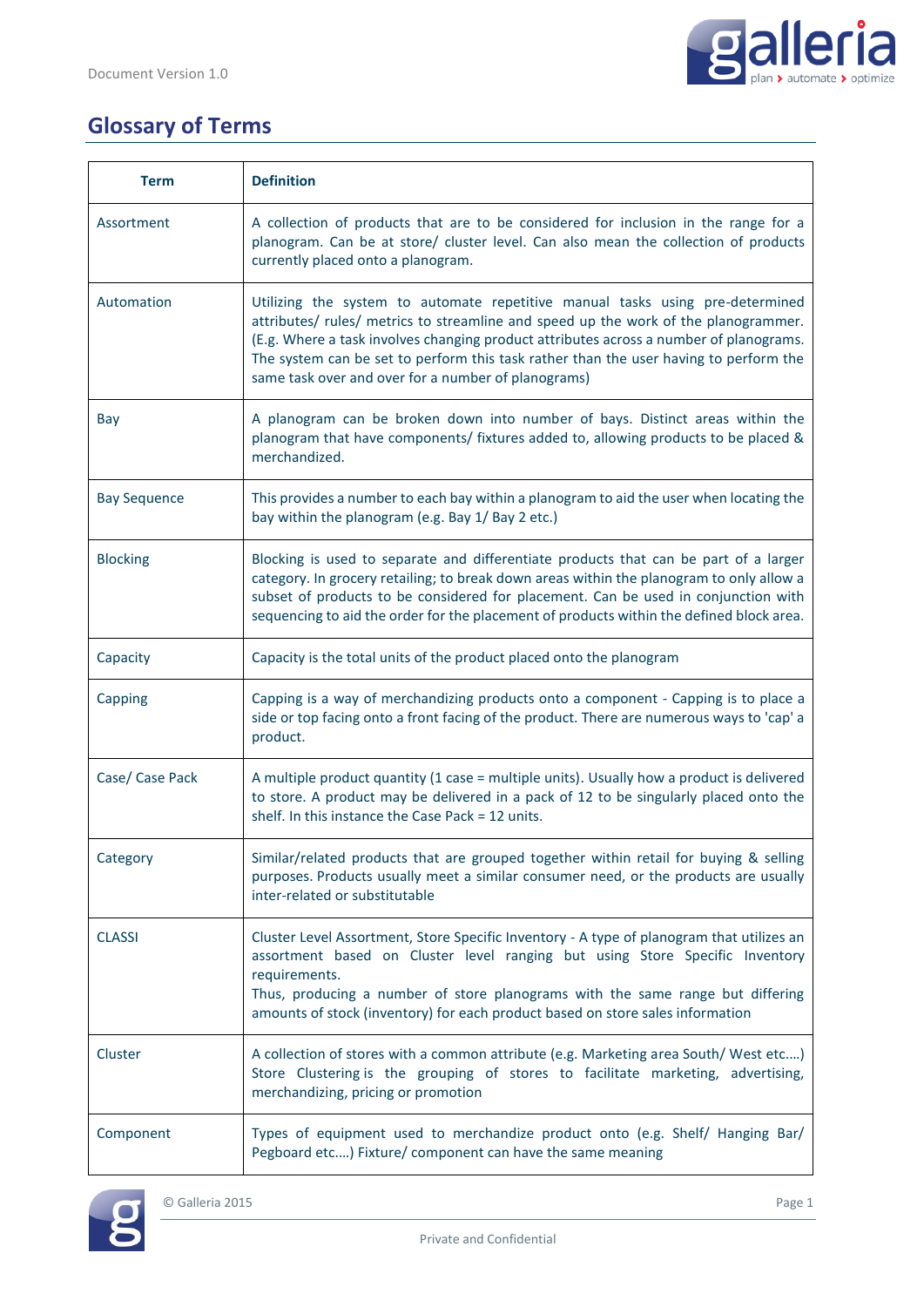## Glossary of Terms

| Term | Definition |
|---|---|
| Assortment | A collection of products that are to be considered for inclusion in the range for a planogram. Can be at store/ cluster level. Can also mean the collection of products currently placed onto a planogram. |
| Automation | Utilizing the system to automate repetitive manual tasks using pre-determined attributes/ rules/ metrics to streamline and speed up the work of the planogrammer. (E.g. Where a task involves changing product attributes across a number of planograms. The system can be set to perform this task rather than the user having to perform the same task over and over for a number of planograms) |
| Bay | A planogram can be broken down into number of bays. Distinct areas within the planogram that have components/ fixtures added to, allowing products to be placed & merchandized. |
| Bay Sequence | This provides a number to each bay within a planogram to aid the user when locating the bay within the planogram (e.g. Bay 1/ Bay 2 etc.) |
| Blocking | Blocking is used to separate and differentiate products that can be part of a larger category. In grocery retailing; to break down areas within the planogram to only allow a subset of products to be considered for placement. Can be used in conjunction with sequencing to aid the order for the placement of products within the defined block area. |
| Capacity | Capacity is the total units of the product placed onto the planogram |
| Capping | Capping is a way of merchandizing products onto a component - Capping is to place a side or top facing onto a front facing of the product. There are numerous ways to 'cap' a product. |
| Case/ Case Pack | A multiple product quantity (1 case = multiple units). Usually how a product is delivered to store. A product may be delivered in a pack of 12 to be singularly placed onto the shelf. In this instance the Case Pack = 12 units. |
| Category | Similar/related products that are grouped together within retail for buying & selling purposes. Products usually meet a similar consumer need, or the products are usually inter-related or substitutable |
| CLASSI | Cluster Level Assortment, Store Specific Inventory - A type of planogram that utilizes an assortment based on Cluster level ranging but using Store Specific Inventory requirements.<br>Thus, producing a number of store planograms with the same range but differing amounts of stock (inventory) for each product based on store sales information |
| Cluster | A collection of stores with a common attribute (e.g. Marketing area South/ West etc.…) Store Clustering is the grouping of stores to facilitate marketing, advertising, merchandizing, pricing or promotion |
| Component | Types of equipment used to merchandize product onto (e.g. Shelf/ Hanging Bar/ Pegboard etc.…) Fixture/ component can have the same meaning |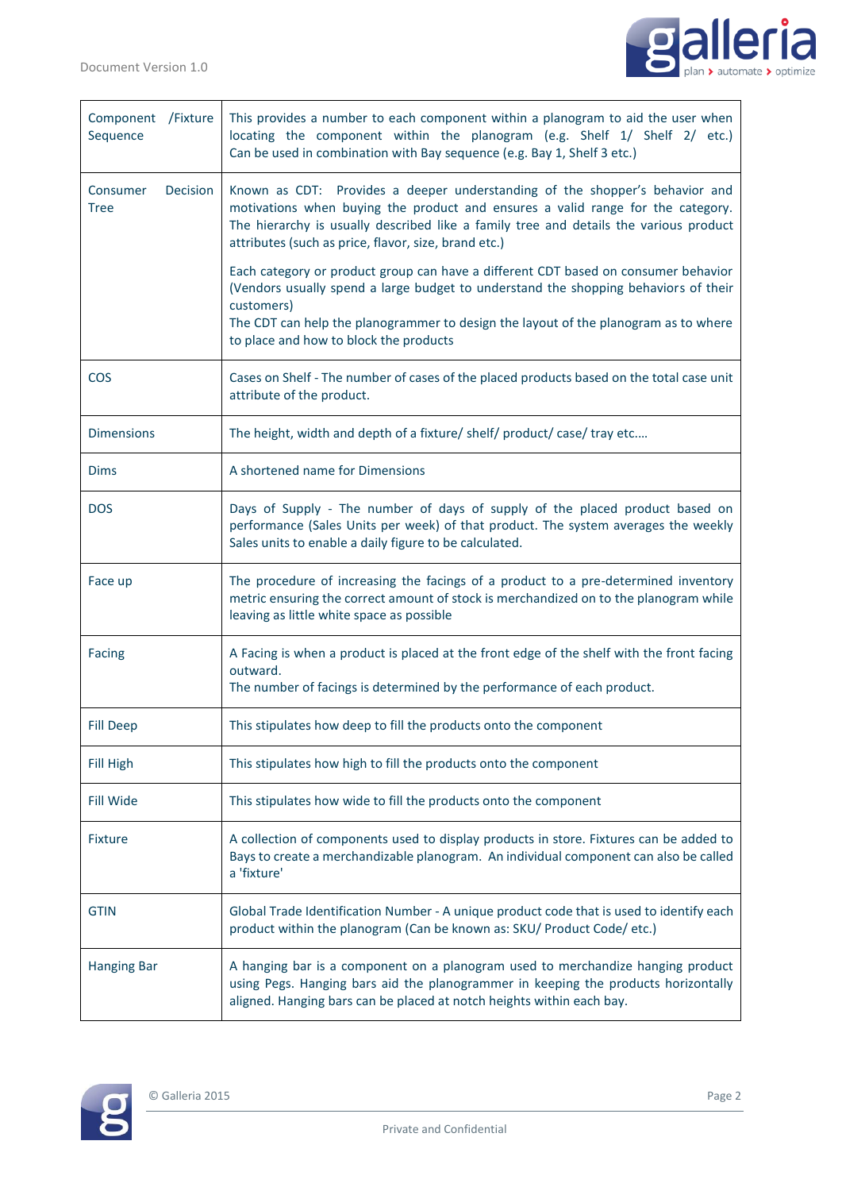| Component /Fixture Sequence | This provides a number to each component within a planogram to aid the user when locating the component within the planogram (e.g. Shelf 1/ Shelf 2/ etc.) Can be used in combination with Bay sequence (e.g. Bay 1, Shelf 3 etc.) |
|---|---|
| Consumer Decision Tree | Known as CDT: Provides a deeper understanding of the shopper's behavior and motivations when buying the product and ensures a valid range for the category. The hierarchy is usually described like a family tree and details the various product attributes (such as price, flavor, size, brand etc.)<br><br>Each category or product group can have a different CDT based on consumer behavior (Vendors usually spend a large budget to understand the shopping behaviors of their customers)<br>The CDT can help the planogrammer to design the layout of the planogram as to where to place and how to block the products |
| COS | Cases on Shelf - The number of cases of the placed products based on the total case unit attribute of the product. |
| Dimensions | The height, width and depth of a fixture/ shelf/ product/ case/ tray etc.… |
| Dims | A shortened name for Dimensions |
| DOS | Days of Supply - The number of days of supply of the placed product based on performance (Sales Units per week) of that product. The system averages the weekly Sales units to enable a daily figure to be calculated. |
| Face up | The procedure of increasing the facings of a product to a pre-determined inventory metric ensuring the correct amount of stock is merchandized on to the planogram while leaving as little white space as possible |
| Facing | A Facing is when a product is placed at the front edge of the shelf with the front facing outward.<br>The number of facings is determined by the performance of each product. |
| Fill Deep | This stipulates how deep to fill the products onto the component |
| Fill High | This stipulates how high to fill the products onto the component |
| Fill Wide | This stipulates how wide to fill the products onto the component |
| Fixture | A collection of components used to display products in store. Fixtures can be added to Bays to create a merchandizable planogram. An individual component can also be called a 'fixture' |
| GTIN | Global Trade Identification Number - A unique product code that is used to identify each product within the planogram (Can be known as: SKU/ Product Code/ etc.) |
| Hanging Bar | A hanging bar is a component on a planogram used to merchandize hanging product using Pegs. Hanging bars aid the planogrammer in keeping the products horizontally aligned. Hanging bars can be placed at notch heights within each bay. |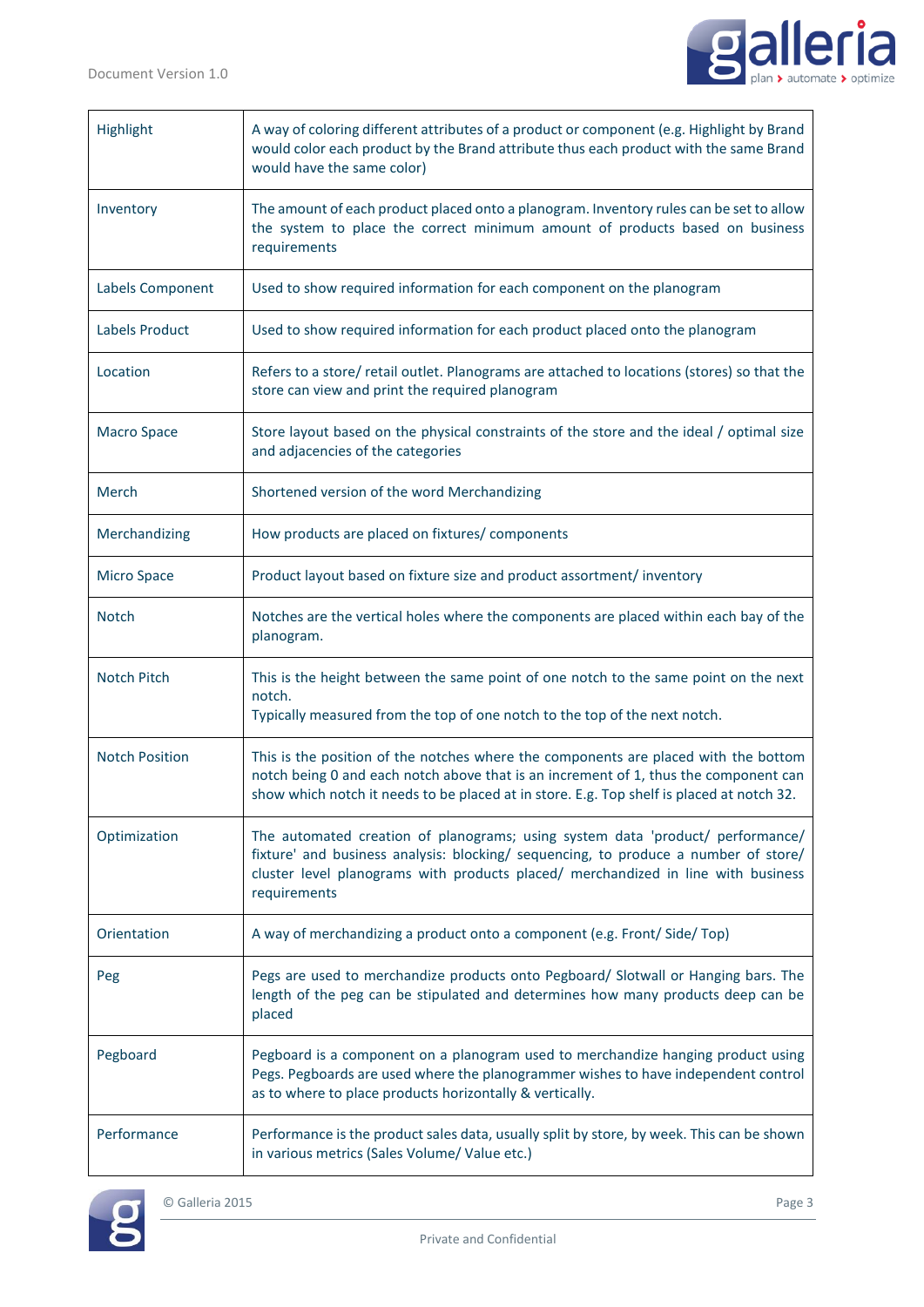| | |
|---|---|
| Highlight | A way of coloring different attributes of a product or component (e.g. Highlight by Brand would color each product by the Brand attribute thus each product with the same Brand would have the same color) |
| Inventory | The amount of each product placed onto a planogram. Inventory rules can be set to allow the system to place the correct minimum amount of products based on business requirements |
| Labels Component | Used to show required information for each component on the planogram |
| Labels Product | Used to show required information for each product placed onto the planogram |
| Location | Refers to a store/ retail outlet. Planograms are attached to locations (stores) so that the store can view and print the required planogram |
| Macro Space | Store layout based on the physical constraints of the store and the ideal / optimal size and adjacencies of the categories |
| Merch | Shortened version of the word Merchandizing |
| Merchandizing | How products are placed on fixtures/ components |
| Micro Space | Product layout based on fixture size and product assortment/ inventory |
| Notch | Notches are the vertical holes where the components are placed within each bay of the planogram. |
| Notch Pitch | This is the height between the same point of one notch to the same point on the next notch.<br>Typically measured from the top of one notch to the top of the next notch. |
| Notch Position | This is the position of the notches where the components are placed with the bottom notch being 0 and each notch above that is an increment of 1, thus the component can show which notch it needs to be placed at in store. E.g. Top shelf is placed at notch 32. |
| Optimization | The automated creation of planograms; using system data 'product/ performance/ fixture' and business analysis: blocking/ sequencing, to produce a number of store/ cluster level planograms with products placed/ merchandized in line with business requirements |
| Orientation | A way of merchandizing a product onto a component (e.g. Front/ Side/ Top) |
| Peg | Pegs are used to merchandize products onto Pegboard/ Slotwall or Hanging bars. The length of the peg can be stipulated and determines how many products deep can be placed |
| Pegboard | Pegboard is a component on a planogram used to merchandize hanging product using Pegs. Pegboards are used where the planogrammer wishes to have independent control as to where to place products horizontally & vertically. |
| Performance | Performance is the product sales data, usually split by store, by week. This can be shown in various metrics (Sales Volume/ Value etc.) |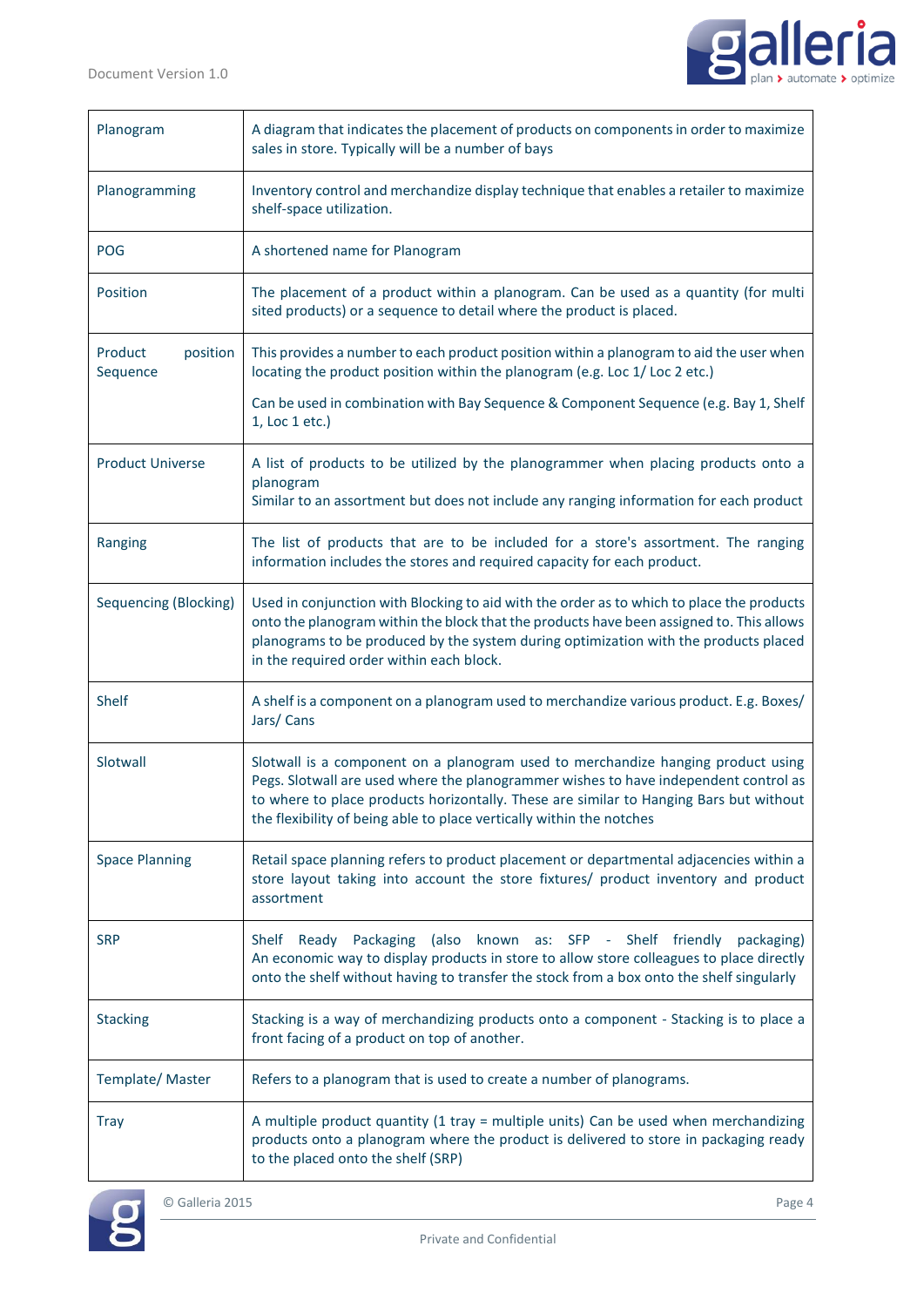| Term | Definition |
|---|---|
| Planogram | A diagram that indicates the placement of products on components in order to maximize sales in store. Typically will be a number of bays |
| Planogramming | Inventory control and merchandize display technique that enables a retailer to maximize shelf-space utilization. |
| POG | A shortened name for Planogram |
| Position | The placement of a product within a planogram. Can be used as a quantity (for multi sited products) or a sequence to detail where the product is placed. |
| Product position Sequence | This provides a number to each product position within a planogram to aid the user when locating the product position within the planogram (e.g. Loc 1/ Loc 2 etc.)<br><br>Can be used in combination with Bay Sequence & Component Sequence (e.g. Bay 1, Shelf 1, Loc 1 etc.) |
| Product Universe | A list of products to be utilized by the planogrammer when placing products onto a planogram<br>Similar to an assortment but does not include any ranging information for each product |
| Ranging | The list of products that are to be included for a store's assortment. The ranging information includes the stores and required capacity for each product. |
| Sequencing (Blocking) | Used in conjunction with Blocking to aid with the order as to which to place the products onto the planogram within the block that the products have been assigned to. This allows planograms to be produced by the system during optimization with the products placed in the required order within each block. |
| Shelf | A shelf is a component on a planogram used to merchandize various product. E.g. Boxes/ Jars/ Cans |
| Slotwall | Slotwall is a component on a planogram used to merchandize hanging product using Pegs. Slotwall are used where the planogrammer wishes to have independent control as to where to place products horizontally. These are similar to Hanging Bars but without the flexibility of being able to place vertically within the notches |
| Space Planning | Retail space planning refers to product placement or departmental adjacencies within a store layout taking into account the store fixtures/ product inventory and product assortment |
| SRP | Shelf Ready Packaging (also known as: SFP - Shelf friendly packaging) An economic way to display products in store to allow store colleagues to place directly onto the shelf without having to transfer the stock from a box onto the shelf singularly |
| Stacking | Stacking is a way of merchandizing products onto a component - Stacking is to place a front facing of a product on top of another. |
| Template/ Master | Refers to a planogram that is used to create a number of planograms. |
| Tray | A multiple product quantity (1 tray = multiple units) Can be used when merchandizing products onto a planogram where the product is delivered to store in packaging ready to the placed onto the shelf (SRP) |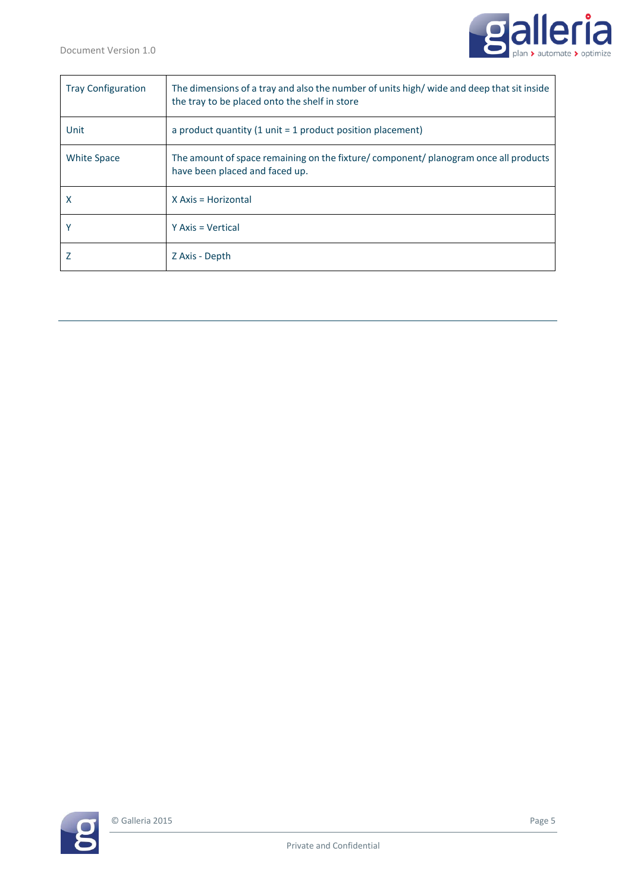| | |
|---|---|
| Tray Configuration | The dimensions of a tray and also the number of units high/ wide and deep that sit inside the tray to be placed onto the shelf in store |
| Unit | a product quantity (1 unit = 1 product position placement) |
| White Space | The amount of space remaining on the fixture/ component/ planogram once all products have been placed and faced up. |
| X | X Axis = Horizontal |
| Y | Y Axis = Vertical |
| Z | Z Axis - Depth |